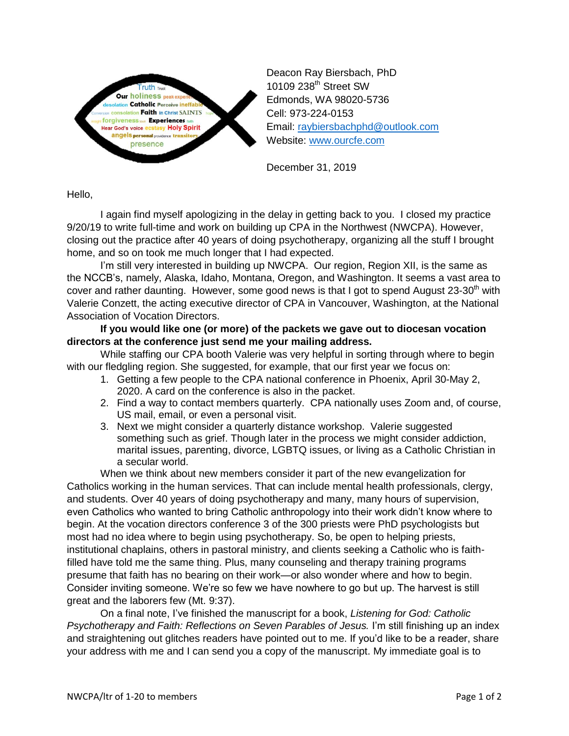Deacon Ray Biersbach, PhD
10109 238th Street SW
Edmonds, WA 98020-5736
Cell: 973-224-0153
Email: raybiersbachphd@outlook.com
Website: www.ourcfe.com

December 31, 2019

Hello,

I again find myself apologizing in the delay in getting back to you. I closed my practice 9/20/19 to write full-time and work on building up CPA in the Northwest (NWCPA). However, closing out the practice after 40 years of doing psychotherapy, organizing all the stuff I brought home, and so on took me much longer that I had expected.

I'm still very interested in building up NWCPA. Our region, Region XII, is the same as the NCCB's, namely, Alaska, Idaho, Montana, Oregon, and Washington. It seems a vast area to cover and rather daunting. However, some good news is that I got to spend August 23-30th with Valerie Conzett, the acting executive director of CPA in Vancouver, Washington, at the National Association of Vocation Directors.

**If you would like one (or more) of the packets we gave out to diocesan vocation directors at the conference just send me your mailing address.**

While staffing our CPA booth Valerie was very helpful in sorting through where to begin with our fledgling region. She suggested, for example, that our first year we focus on:

1. Getting a few people to the CPA national conference in Phoenix, April 30-May 2, 2020. A card on the conference is also in the packet.
2. Find a way to contact members quarterly. CPA nationally uses Zoom and, of course, US mail, email, or even a personal visit.
3. Next we might consider a quarterly distance workshop. Valerie suggested something such as grief. Though later in the process we might consider addiction, marital issues, parenting, divorce, LGBTQ issues, or living as a Catholic Christian in a secular world.

When we think about new members consider it part of the new evangelization for Catholics working in the human services. That can include mental health professionals, clergy, and students. Over 40 years of doing psychotherapy and many, many hours of supervision, even Catholics who wanted to bring Catholic anthropology into their work didn't know where to begin. At the vocation directors conference 3 of the 300 priests were PhD psychologists but most had no idea where to begin using psychotherapy. So, be open to helping priests, institutional chaplains, others in pastoral ministry, and clients seeking a Catholic who is faith-filled have told me the same thing. Plus, many counseling and therapy training programs presume that faith has no bearing on their work—or also wonder where and how to begin. Consider inviting someone. We're so few we have nowhere to go but up. The harvest is still great and the laborers few (Mt. 9:37).

On a final note, I've finished the manuscript for a book, *Listening for God: Catholic Psychotherapy and Faith: Reflections on Seven Parables of Jesus.* I'm still finishing up an index and straightening out glitches readers have pointed out to me. If you'd like to be a reader, share your address with me and I can send you a copy of the manuscript. My immediate goal is to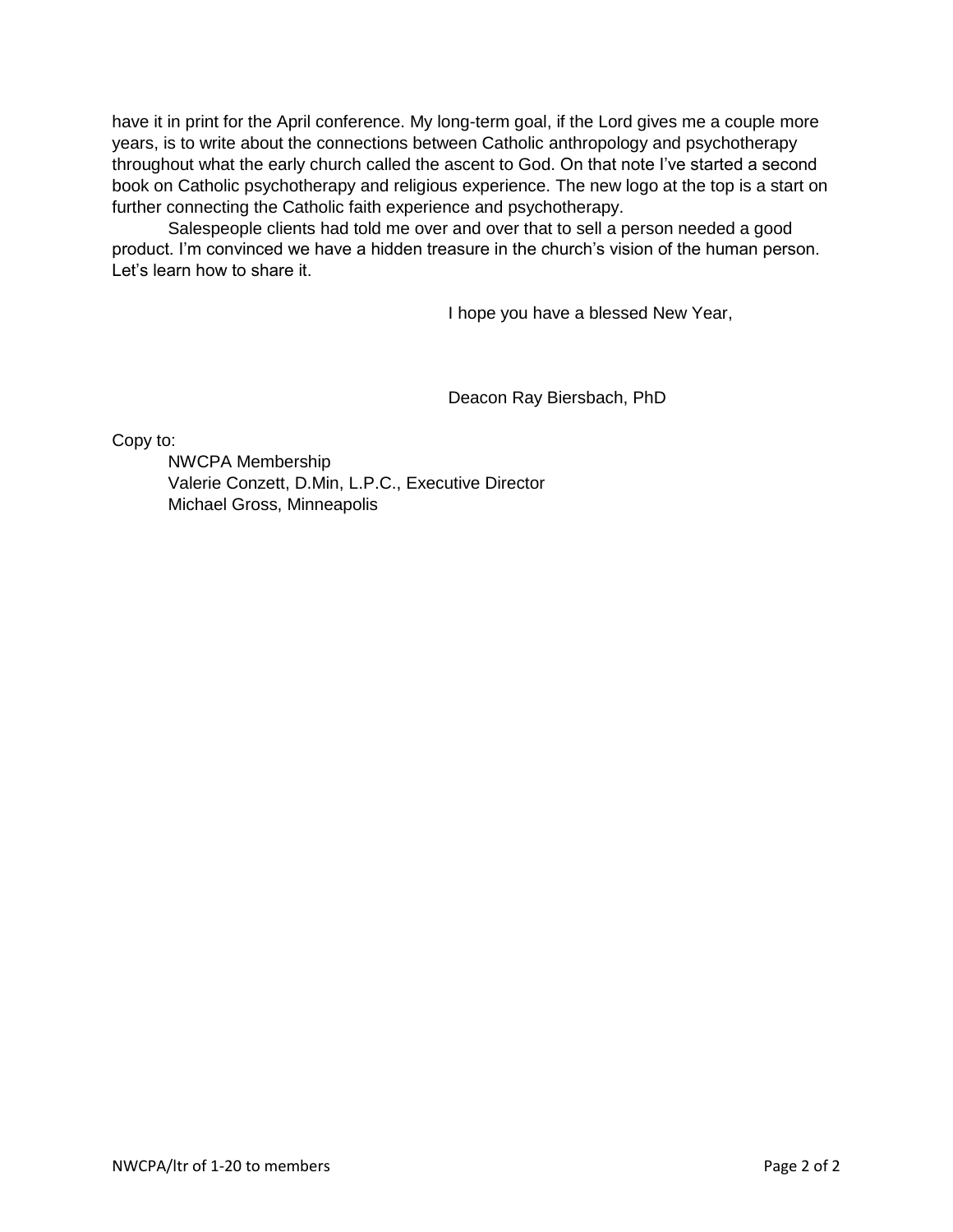have it in print for the April conference. My long-term goal, if the Lord gives me a couple more years, is to write about the connections between Catholic anthropology and psychotherapy throughout what the early church called the ascent to God. On that note I've started a second book on Catholic psychotherapy and religious experience. The new logo at the top is a start on further connecting the Catholic faith experience and psychotherapy.

Salespeople clients had told me over and over that to sell a person needed a good product. I'm convinced we have a hidden treasure in the church's vision of the human person. Let's learn how to share it.

I hope you have a blessed New Year,

Deacon Ray Biersbach, PhD

Copy to:

NWCPA Membership
Valerie Conzett, D.Min, L.P.C., Executive Director
Michael Gross, Minneapolis